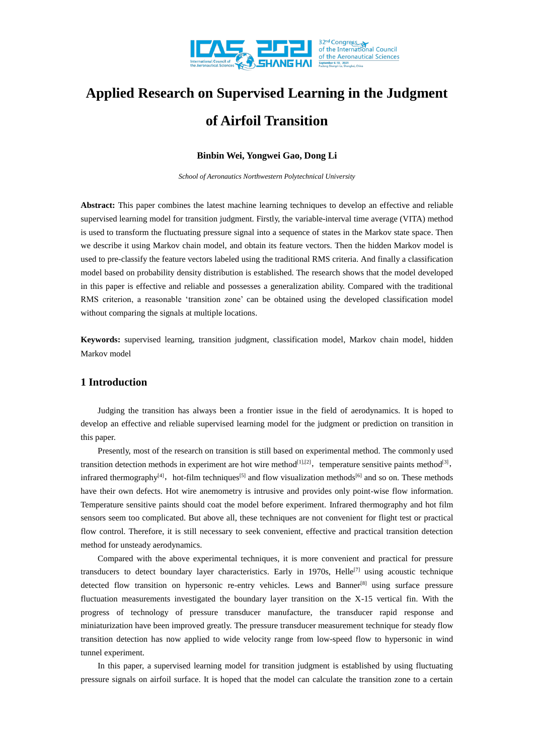# Applied Research on Supervised Learning in the Judgment of Airfoil Transition

**Binbin Wei, Yongwei Gao, Dong Li**

*School of Aeronautics Northwestern Polytechnical University*

**Abstract:** This paper combines the latest machine learning techniques to develop an effective and reliable supervised learning model for transition judgment. Firstly, the variable-interval time average (VITA) method is used to transform the fluctuating pressure signal into a sequence of states in the Markov state space. Then we describe it using Markov chain model, and obtain its feature vectors. Then the hidden Markov model is used to pre-classify the feature vectors labeled using the traditional RMS criteria. And finally a classification model based on probability density distribution is established. The research shows that the model developed in this paper is effective and reliable and possesses a generalization ability. Compared with the traditional RMS criterion, a reasonable 'transition zone' can be obtained using the developed classification model without comparing the signals at multiple locations.

**Keywords:** supervised learning, transition judgment, classification model, Markov chain model, hidden Markov model

## 1 Introduction

Judging the transition has always been a frontier issue in the field of aerodynamics. It is hoped to develop an effective and reliable supervised learning model for the judgment or prediction on transition in this paper.

Presently, most of the research on transition is still based on experimental method. The commonly used transition detection methods in experiment are hot wire method[1],[2], temperature sensitive paints method[3], infrared thermography[4], hot-film techniques[5] and flow visualization methods[6] and so on. These methods have their own defects. Hot wire anemometry is intrusive and provides only point-wise flow information. Temperature sensitive paints should coat the model before experiment. Infrared thermography and hot film sensors seem too complicated. But above all, these techniques are not convenient for flight test or practical flow control. Therefore, it is still necessary to seek convenient, effective and practical transition detection method for unsteady aerodynamics.

Compared with the above experimental techniques, it is more convenient and practical for pressure transducers to detect boundary layer characteristics. Early in 1970s, Helle[7] using acoustic technique detected flow transition on hypersonic re-entry vehicles. Lews and Banner[8] using surface pressure fluctuation measurements investigated the boundary layer transition on the X-15 vertical fin. With the progress of technology of pressure transducer manufacture, the transducer rapid response and miniaturization have been improved greatly. The pressure transducer measurement technique for steady flow transition detection has now applied to wide velocity range from low-speed flow to hypersonic in wind tunnel experiment.

In this paper, a supervised learning model for transition judgment is established by using fluctuating pressure signals on airfoil surface. It is hoped that the model can calculate the transition zone to a certain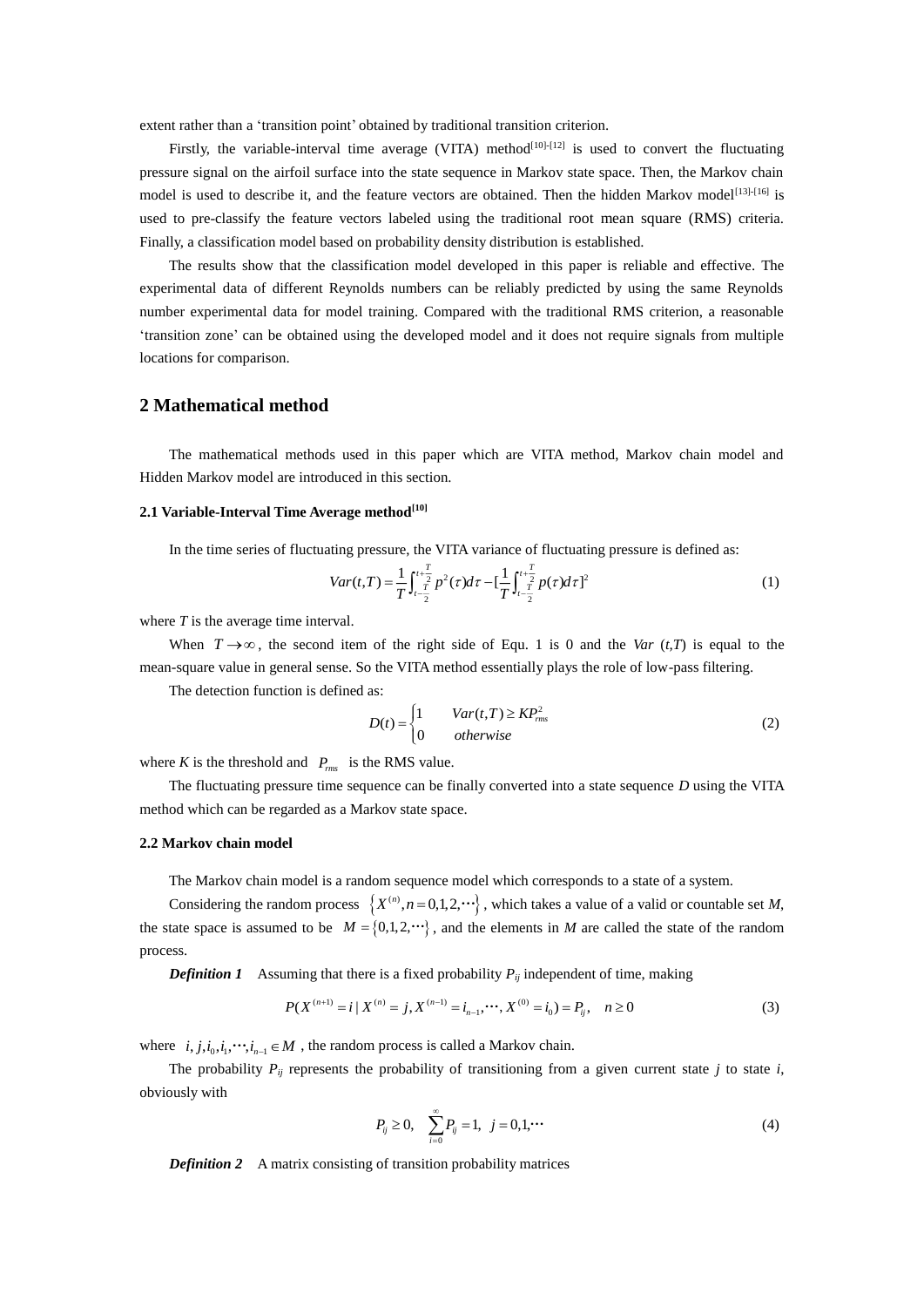extent rather than a ‘transition point’ obtained by traditional transition criterion.

Firstly, the variable-interval time average (VITA) method[10]-[12] is used to convert the fluctuating pressure signal on the airfoil surface into the state sequence in Markov state space. Then, the Markov chain model is used to describe it, and the feature vectors are obtained. Then the hidden Markov model[13]-[16] is used to pre-classify the feature vectors labeled using the traditional root mean square (RMS) criteria. Finally, a classification model based on probability density distribution is established.

The results show that the classification model developed in this paper is reliable and effective. The experimental data of different Reynolds numbers can be reliably predicted by using the same Reynolds number experimental data for model training. Compared with the traditional RMS criterion, a reasonable ‘transition zone’ can be obtained using the developed model and it does not require signals from multiple locations for comparison.

## 2 Mathematical method

The mathematical methods used in this paper which are VITA method, Markov chain model and Hidden Markov model are introduced in this section.

### 2.1 Variable-Interval Time Average method[10]

In the time series of fluctuating pressure, the VITA variance of fluctuating pressure is defined as:

$$Var(t,T) = \frac{1}{T}\int_{t-\frac{T}{2}}^{t+\frac{T}{2}} p^2(\tau)d\tau - [\frac{1}{T}\int_{t-\frac{T}{2}}^{t+\frac{T}{2}} p(\tau)d\tau]^2 \tag{1}$$

where $T$ is the average time interval.

When $T \to \infty$, the second item of the right side of Equ. 1 is 0 and the $Var(t,T)$ is equal to the mean-square value in general sense. So the VITA method essentially plays the role of low-pass filtering.

The detection function is defined as:

$$D(t) = \begin{cases} 1 & Var(t,T) \geq KP_{rms}^2 \\ 0 & otherwise \end{cases} \tag{2}$$

where $K$ is the threshold and $P_{rms}$ is the RMS value.

The fluctuating pressure time sequence can be finally converted into a state sequence $D$ using the VITA method which can be regarded as a Markov state space.

### 2.2 Markov chain model

The Markov chain model is a random sequence model which corresponds to a state of a system.

Considering the random process $\{X^{(n)}, n = 0,1,2,\cdots\}$, which takes a value of a valid or countable set $M$, the state space is assumed to be $M = \{0,1,2,\cdots\}$, and the elements in $M$ are called the state of the random process.

***Definition 1*** Assuming that there is a fixed probability $P_{ij}$ independent of time, making

$$P(X^{(n+1)} = i \mid X^{(n)} = j, X^{(n-1)} = i_{n-1}, \cdots, X^{(0)} = i_0) = P_{ij}, \quad n \geq 0 \tag{3}$$

where $i, j, i_0, i_1, \cdots, i_{n-1} \in M$, the random process is called a Markov chain.

The probability $P_{ij}$ represents the probability of transitioning from a given current state $j$ to state $i$, obviously with

$$P_{ij} \geq 0, \quad \sum_{i=0}^{\infty} P_{ij} = 1, \quad j = 0,1,\cdots \tag{4}$$

***Definition 2*** A matrix consisting of transition probability matrices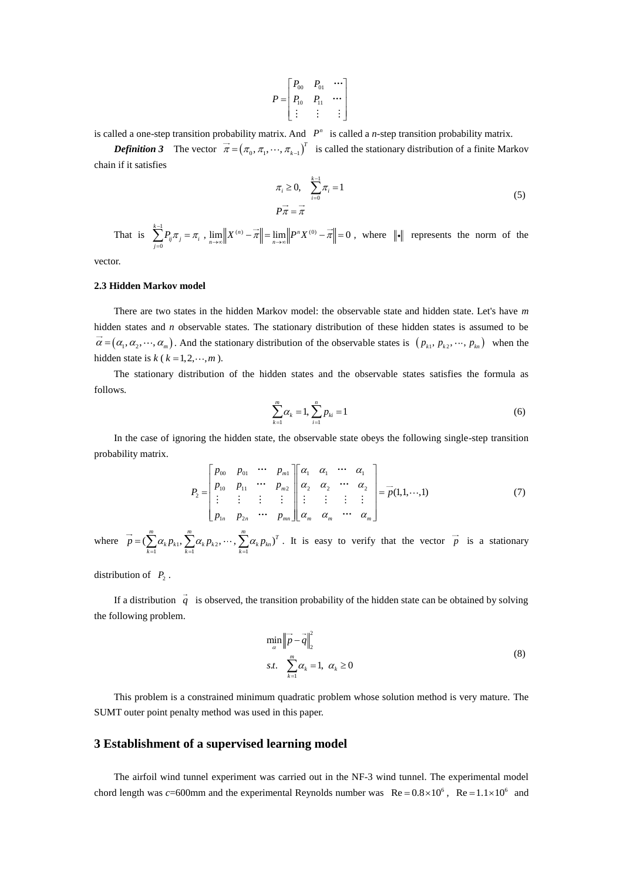$$P = \begin{bmatrix} P_{00} & P_{01} & \cdots \\ P_{10} & P_{11} & \cdots \\ \vdots & \vdots & \vdots \end{bmatrix}$$

is called a one-step transition probability matrix. And $P^n$ is called a *n*-step transition probability matrix.

***Definition 3*** The vector $\vec{\pi} = (\pi_0, \pi_1, \cdots, \pi_{k-1})^T$ is called the stationary distribution of a finite Markov chain if it satisfies

$$\begin{gathered} \pi_i \geq 0, \quad \sum_{i=0}^{k-1} \pi_i = 1 \\ P\vec{\pi} = \vec{\pi} \end{gathered} \tag{5}$$

That is $\sum_{j=0}^{k-1} P_{ij}\pi_j = \pi_i$, $\lim_{n\to\infty} \left\| X^{(n)} - \vec{\pi} \right\| = \lim_{n\to\infty} \left\| P^n X^{(0)} - \vec{\pi} \right\| = 0$, where $\|\bullet\|$ represents the norm of the vector.

### 2.3 Hidden Markov model

There are two states in the hidden Markov model: the observable state and hidden state. Let's have *m* hidden states and *n* observable states. The stationary distribution of these hidden states is assumed to be $\vec{\alpha} = (\alpha_1, \alpha_2, \cdots, \alpha_m)$. And the stationary distribution of the observable states is $(p_{k1}, p_{k2}, \cdots, p_{kn})$ when the hidden state is *k* ($k = 1, 2, \cdots, m$).

The stationary distribution of the hidden states and the observable states satisfies the formula as follows.

$$\sum_{k=1}^{m} \alpha_k = 1, \sum_{i=1}^{n} p_{ki} = 1 \tag{6}$$

In the case of ignoring the hidden state, the observable state obeys the following single-step transition probability matrix.

$$P_2 = \begin{bmatrix} p_{00} & p_{01} & \cdots & p_{m1} \\ p_{10} & p_{11} & \cdots & p_{m2} \\ \vdots & \vdots & \vdots & \vdots \\ p_{1n} & p_{2n} & \cdots & p_{mn} \end{bmatrix} \begin{bmatrix} \alpha_1 & \alpha_1 & \cdots & \alpha_1 \\ \alpha_2 & \alpha_2 & \cdots & \alpha_2 \\ \vdots & \vdots & \vdots & \vdots \\ \alpha_m & \alpha_m & \cdots & \alpha_m \end{bmatrix} = \vec{p}(1, 1, \cdots, 1) \tag{7}$$

where $\vec{p} = (\sum_{k=1}^{m} \alpha_k p_{k1}, \sum_{k=1}^{m} \alpha_k p_{k2}, \cdots, \sum_{k=1}^{m} \alpha_k p_{kn})^T$. It is easy to verify that the vector $\vec{p}$ is a stationary distribution of $P_2$.

If a distribution $\vec{q}$ is observed, the transition probability of the hidden state can be obtained by solving the following problem.

$$\begin{aligned} &\min_{\alpha} \left\| \vec{p} - \vec{q} \right\|_2^2 \\ &s.t. \quad \sum_{k=1}^{m} \alpha_k = 1, \ \alpha_k \geq 0 \end{aligned} \tag{8}$$

This problem is a constrained minimum quadratic problem whose solution method is very mature. The SUMT outer point penalty method was used in this paper.

## 3 Establishment of a supervised learning model

The airfoil wind tunnel experiment was carried out in the NF-3 wind tunnel. The experimental model chord length was *c*=600mm and the experimental Reynolds number was $\mathrm{Re} = 0.8 \times 10^6$, $\mathrm{Re} = 1.1 \times 10^6$ and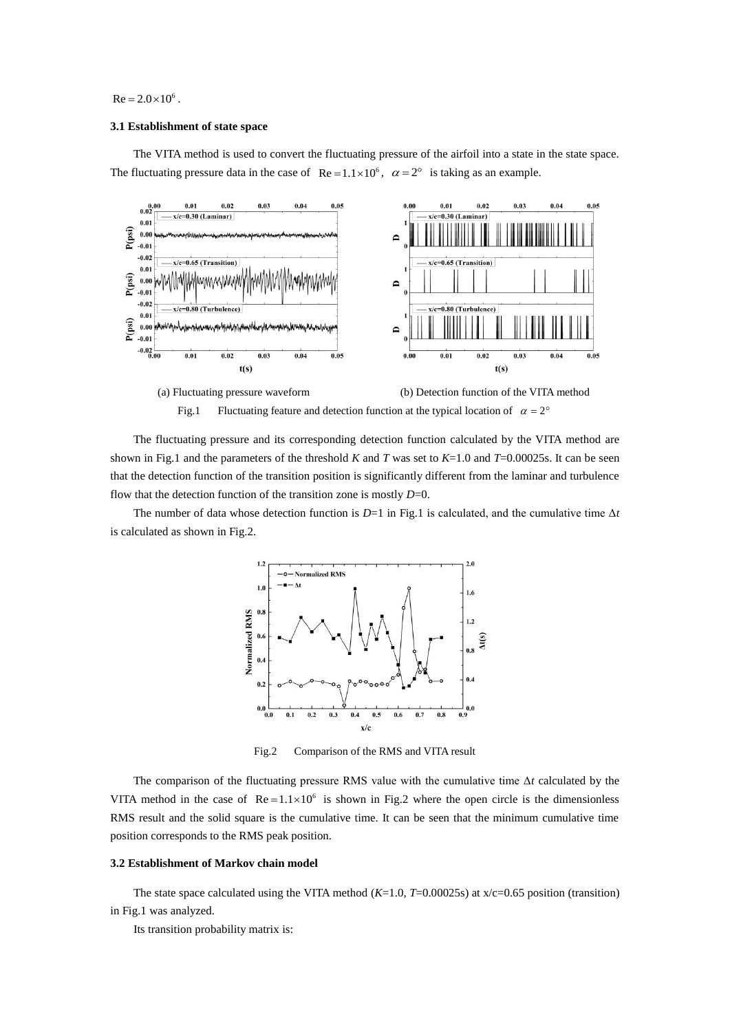$\mathrm{Re}=2.0\times10^6$.

### 3.1 Establishment of state space

The VITA method is used to convert the fluctuating pressure of the airfoil into a state in the state space. The fluctuating pressure data in the case of $\mathrm{Re}=1.1\times10^6$, $\alpha=2°$ is taking as an example.

(a) Fluctuating pressure waveform (b) Detection function of the VITA method

Fig.1 Fluctuating feature and detection function at the typical location of $\alpha=2°$

The fluctuating pressure and its corresponding detection function calculated by the VITA method are shown in Fig.1 and the parameters of the threshold *K* and *T* was set to *K*=1.0 and *T*=0.00025s. It can be seen that the detection function of the transition position is significantly different from the laminar and turbulence flow that the detection function of the transition zone is mostly *D*=0.

The number of data whose detection function is *D*=1 in Fig.1 is calculated, and the cumulative time $\Delta t$ is calculated as shown in Fig.2.

Fig.2 Comparison of the RMS and VITA result

The comparison of the fluctuating pressure RMS value with the cumulative time $\Delta t$ calculated by the VITA method in the case of $\mathrm{Re}=1.1\times10^6$ is shown in Fig.2 where the open circle is the dimensionless RMS result and the solid square is the cumulative time. It can be seen that the minimum cumulative time position corresponds to the RMS peak position.

### 3.2 Establishment of Markov chain model

The state space calculated using the VITA method (*K*=1.0, *T*=0.00025s) at x/c=0.65 position (transition) in Fig.1 was analyzed.

Its transition probability matrix is: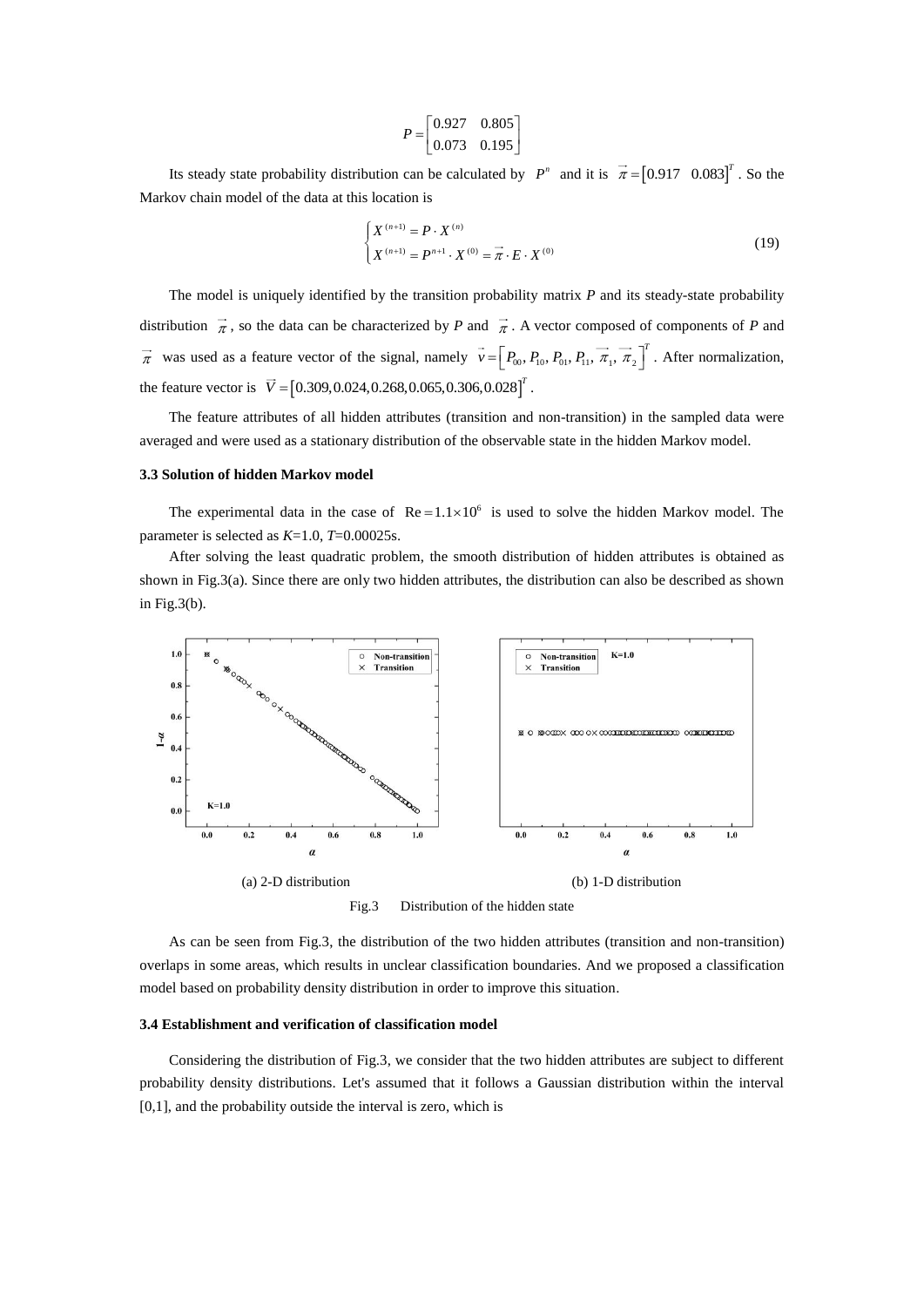$$P = \begin{bmatrix} 0.927 & 0.805 \\ 0.073 & 0.195 \end{bmatrix}$$

Its steady state probability distribution can be calculated by $P^n$ and it is $\vec{\pi} = \begin{bmatrix} 0.917 & 0.083 \end{bmatrix}^T$. So the Markov chain model of the data at this location is

$$\begin{cases} X^{(n+1)} = P \cdot X^{(n)} \\ X^{(n+1)} = P^{n+1} \cdot X^{(0)} = \vec{\pi} \cdot E \cdot X^{(0)} \end{cases} \tag{19}$$

The model is uniquely identified by the transition probability matrix *P* and its steady-state probability distribution $\vec{\pi}$, so the data can be characterized by *P* and $\vec{\pi}$. A vector composed of components of *P* and $\vec{\pi}$ was used as a feature vector of the signal, namely $\vec{v} = \left[ P_{00}, P_{10}, P_{01}, P_{11}, \vec{\pi_1}, \vec{\pi_2} \right]^T$. After normalization, the feature vector is $\vec{V} = \left[ 0.309, 0.024, 0.268, 0.065, 0.306, 0.028 \right]^T$.

The feature attributes of all hidden attributes (transition and non-transition) in the sampled data were averaged and were used as a stationary distribution of the observable state in the hidden Markov model.

### 3.3 Solution of hidden Markov model

The experimental data in the case of $\mathrm{Re} = 1.1 \times 10^6$ is used to solve the hidden Markov model. The parameter is selected as *K*=1.0, *T*=0.00025s.

After solving the least quadratic problem, the smooth distribution of hidden attributes is obtained as shown in Fig.3(a). Since there are only two hidden attributes, the distribution can also be described as shown in Fig.3(b).

(a) 2-D distribution (b) 1-D distribution

Fig.3 Distribution of the hidden state

As can be seen from Fig.3, the distribution of the two hidden attributes (transition and non-transition) overlaps in some areas, which results in unclear classification boundaries. And we proposed a classification model based on probability density distribution in order to improve this situation.

### 3.4 Establishment and verification of classification model

Considering the distribution of Fig.3, we consider that the two hidden attributes are subject to different probability density distributions. Let's assumed that it follows a Gaussian distribution within the interval [0,1], and the probability outside the interval is zero, which is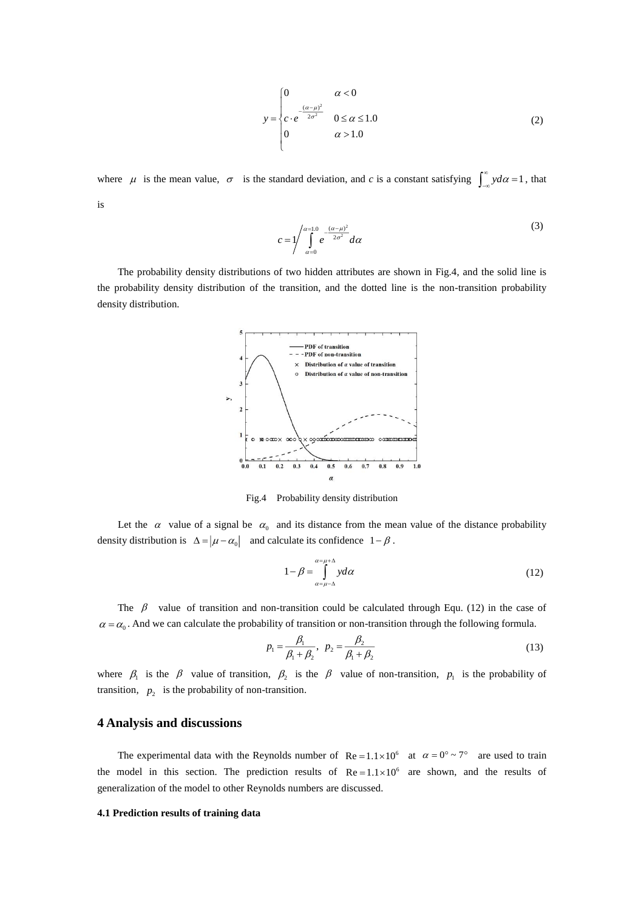$$
y = \begin{cases} 0 & \alpha < 0 \\ c \cdot e^{-\frac{(\alpha-\mu)^2}{2\sigma^2}} & 0 \le \alpha \le 1.0 \\ 0 & \alpha > 1.0 \end{cases} \tag{2}
$$

where $\mu$ is the mean value, $\sigma$ is the standard deviation, and *c* is a constant satisfying $\int_{-\infty}^{\infty} y d\alpha = 1$, that is

$$
c = 1 \Bigg/ \int_{\alpha=0}^{\alpha=1.0} e^{-\frac{(\alpha-\mu)^2}{2\sigma^2}} d\alpha \tag{3}
$$

The probability density distributions of two hidden attributes are shown in Fig.4, and the solid line is the probability density distribution of the transition, and the dotted line is the non-transition probability density distribution.

Fig.4 Probability density distribution

Let the $\alpha$ value of a signal be $\alpha_0$ and its distance from the mean value of the distance probability density distribution is $\Delta = |\mu - \alpha_0|$ and calculate its confidence $1-\beta$.

$$
1-\beta = \int_{\alpha=\mu-\Delta}^{\alpha=\mu+\Delta} y d\alpha \tag{12}
$$

The $\beta$ value of transition and non-transition could be calculated through Equ. (12) in the case of $\alpha = \alpha_0$. And we can calculate the probability of transition or non-transition through the following formula.

$$
p_1 = \frac{\beta_1}{\beta_1 + \beta_2}, \quad p_2 = \frac{\beta_2}{\beta_1 + \beta_2} \tag{13}
$$

where $\beta_1$ is the $\beta$ value of transition, $\beta_2$ is the $\beta$ value of non-transition, $p_1$ is the probability of transition, $p_2$ is the probability of non-transition.

## 4 Analysis and discussions

The experimental data with the Reynolds number of $\mathrm{Re} = 1.1 \times 10^6$ at $\alpha = 0° \sim 7°$ are used to train the model in this section. The prediction results of $\mathrm{Re} = 1.1 \times 10^6$ are shown, and the results of generalization of the model to other Reynolds numbers are discussed.

### 4.1 Prediction results of training data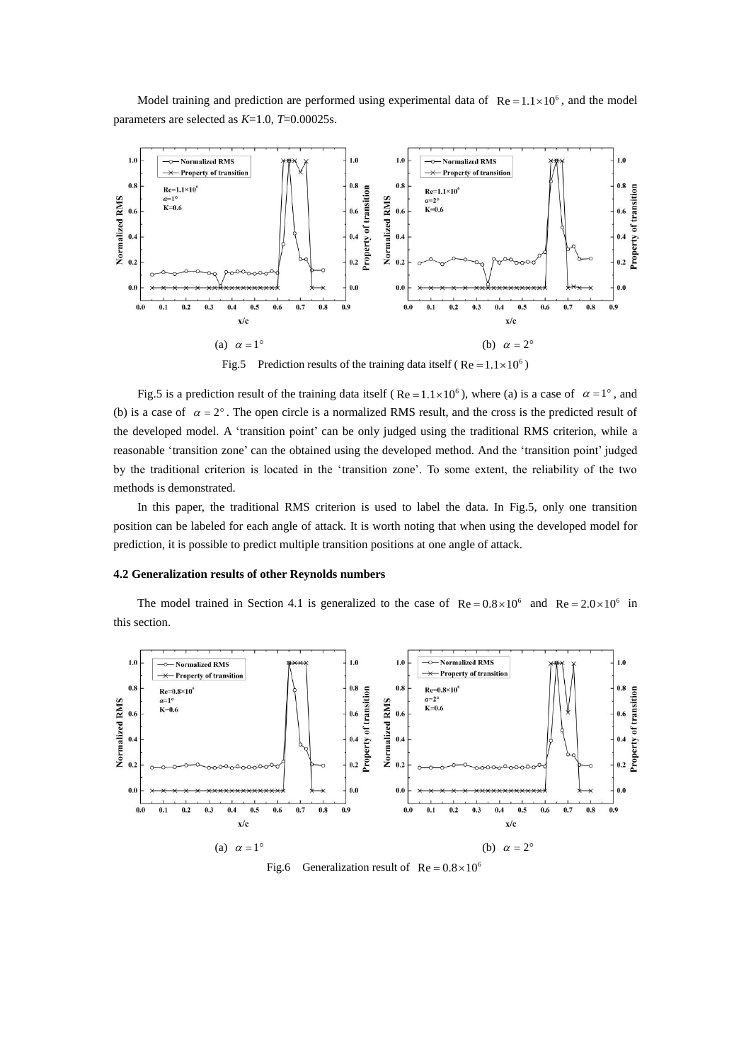Model training and prediction are performed using experimental data of $\mathrm{Re}=1.1\times10^6$, and the model parameters are selected as *K*=1.0, *T*=0.00025s.

(a) $\alpha=1°$ (b) $\alpha=2°$

Fig.5 Prediction results of the training data itself ( $\mathrm{Re}=1.1\times10^6$ )

Fig.5 is a prediction result of the training data itself ( $\mathrm{Re}=1.1\times10^6$ ), where (a) is a case of $\alpha=1°$, and (b) is a case of $\alpha=2°$. The open circle is a normalized RMS result, and the cross is the predicted result of the developed model. A 'transition point' can be only judged using the traditional RMS criterion, while a reasonable 'transition zone' can the obtained using the developed method. And the 'transition point' judged by the traditional criterion is located in the 'transition zone'. To some extent, the reliability of the two methods is demonstrated.

In this paper, the traditional RMS criterion is used to label the data. In Fig.5, only one transition position can be labeled for each angle of attack. It is worth noting that when using the developed model for prediction, it is possible to predict multiple transition positions at one angle of attack.

### 4.2 Generalization results of other Reynolds numbers

The model trained in Section 4.1 is generalized to the case of $\mathrm{Re}=0.8\times10^6$ and $\mathrm{Re}=2.0\times10^6$ in this section.

(a) $\alpha=1°$ (b) $\alpha=2°$

Fig.6 Generalization result of $\mathrm{Re}=0.8\times10^6$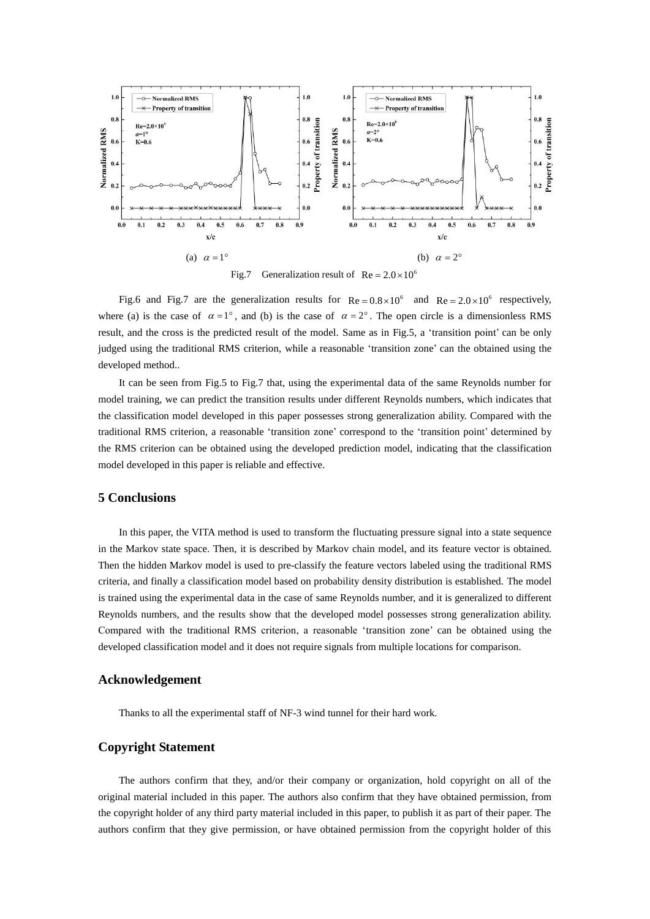(a) $\alpha = 1°$ (b) $\alpha = 2°$

Fig.7 Generalization result of $\mathrm{Re} = 2.0 \times 10^6$

Fig.6 and Fig.7 are the generalization results for $\mathrm{Re} = 0.8 \times 10^6$ and $\mathrm{Re} = 2.0 \times 10^6$ respectively, where (a) is the case of $\alpha = 1°$, and (b) is the case of $\alpha = 2°$. The open circle is a dimensionless RMS result, and the cross is the predicted result of the model. Same as in Fig.5, a 'transition point' can be only judged using the traditional RMS criterion, while a reasonable 'transition zone' can the obtained using the developed method..

It can be seen from Fig.5 to Fig.7 that, using the experimental data of the same Reynolds number for model training, we can predict the transition results under different Reynolds numbers, which indicates that the classification model developed in this paper possesses strong generalization ability. Compared with the traditional RMS criterion, a reasonable 'transition zone' correspond to the 'transition point' determined by the RMS criterion can be obtained using the developed prediction model, indicating that the classification model developed in this paper is reliable and effective.

## 5 Conclusions

In this paper, the VITA method is used to transform the fluctuating pressure signal into a state sequence in the Markov state space. Then, it is described by Markov chain model, and its feature vector is obtained. Then the hidden Markov model is used to pre-classify the feature vectors labeled using the traditional RMS criteria, and finally a classification model based on probability density distribution is established. The model is trained using the experimental data in the case of same Reynolds number, and it is generalized to different Reynolds numbers, and the results show that the developed model possesses strong generalization ability. Compared with the traditional RMS criterion, a reasonable 'transition zone' can be obtained using the developed classification model and it does not require signals from multiple locations for comparison.

## Acknowledgement

Thanks to all the experimental staff of NF-3 wind tunnel for their hard work.

## Copyright Statement

The authors confirm that they, and/or their company or organization, hold copyright on all of the original material included in this paper. The authors also confirm that they have obtained permission, from the copyright holder of any third party material included in this paper, to publish it as part of their paper. The authors confirm that they give permission, or have obtained permission from the copyright holder of this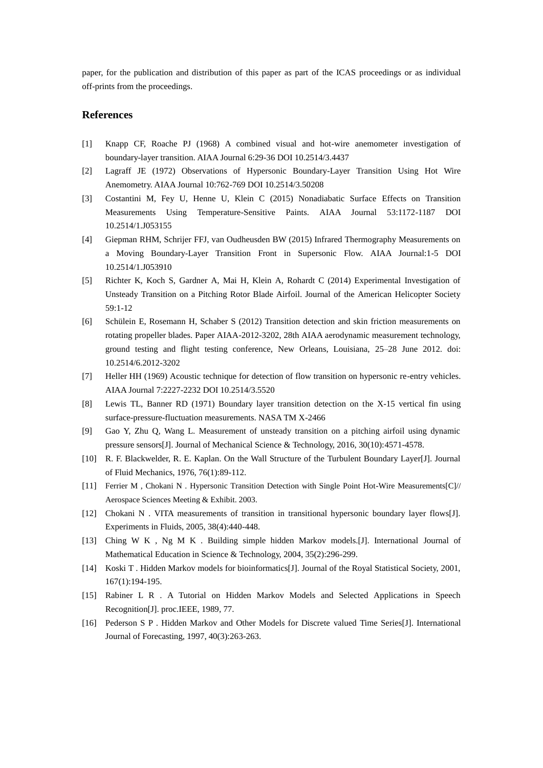paper, for the publication and distribution of this paper as part of the ICAS proceedings or as individual off-prints from the proceedings.

## References

[1] Knapp CF, Roache PJ (1968) A combined visual and hot-wire anemometer investigation of boundary-layer transition. AIAA Journal 6:29-36 DOI 10.2514/3.4437

[2] Lagraff JE (1972) Observations of Hypersonic Boundary-Layer Transition Using Hot Wire Anemometry. AIAA Journal 10:762-769 DOI 10.2514/3.50208

[3] Costantini M, Fey U, Henne U, Klein C (2015) Nonadiabatic Surface Effects on Transition Measurements Using Temperature-Sensitive Paints. AIAA Journal 53:1172-1187 DOI 10.2514/1.J053155

[4] Giepman RHM, Schrijer FFJ, van Oudheusden BW (2015) Infrared Thermography Measurements on a Moving Boundary-Layer Transition Front in Supersonic Flow. AIAA Journal:1-5 DOI 10.2514/1.J053910

[5] Richter K, Koch S, Gardner A, Mai H, Klein A, Rohardt C (2014) Experimental Investigation of Unsteady Transition on a Pitching Rotor Blade Airfoil. Journal of the American Helicopter Society 59:1-12

[6] Schülein E, Rosemann H, Schaber S (2012) Transition detection and skin friction measurements on rotating propeller blades. Paper AIAA-2012-3202, 28th AIAA aerodynamic measurement technology, ground testing and flight testing conference, New Orleans, Louisiana, 25–28 June 2012. doi: 10.2514/6.2012-3202

[7] Heller HH (1969) Acoustic technique for detection of flow transition on hypersonic re-entry vehicles. AIAA Journal 7:2227-2232 DOI 10.2514/3.5520

[8] Lewis TL, Banner RD (1971) Boundary layer transition detection on the X-15 vertical fin using surface-pressure-fluctuation measurements. NASA TM X-2466

[9] Gao Y, Zhu Q, Wang L. Measurement of unsteady transition on a pitching airfoil using dynamic pressure sensors[J]. Journal of Mechanical Science & Technology, 2016, 30(10):4571-4578.

[10] R. F. Blackwelder, R. E. Kaplan. On the Wall Structure of the Turbulent Boundary Layer[J]. Journal of Fluid Mechanics, 1976, 76(1):89-112.

[11] Ferrier M , Chokani N . Hypersonic Transition Detection with Single Point Hot-Wire Measurements[C]// Aerospace Sciences Meeting & Exhibit. 2003.

[12] Chokani N . VITA measurements of transition in transitional hypersonic boundary layer flows[J]. Experiments in Fluids, 2005, 38(4):440-448.

[13] Ching W K , Ng M K . Building simple hidden Markov models.[J]. International Journal of Mathematical Education in Science & Technology, 2004, 35(2):296-299.

[14] Koski T . Hidden Markov models for bioinformatics[J]. Journal of the Royal Statistical Society, 2001, 167(1):194-195.

[15] Rabiner L R . A Tutorial on Hidden Markov Models and Selected Applications in Speech Recognition[J]. proc.IEEE, 1989, 77.

[16] Pederson S P . Hidden Markov and Other Models for Discrete valued Time Series[J]. International Journal of Forecasting, 1997, 40(3):263-263.